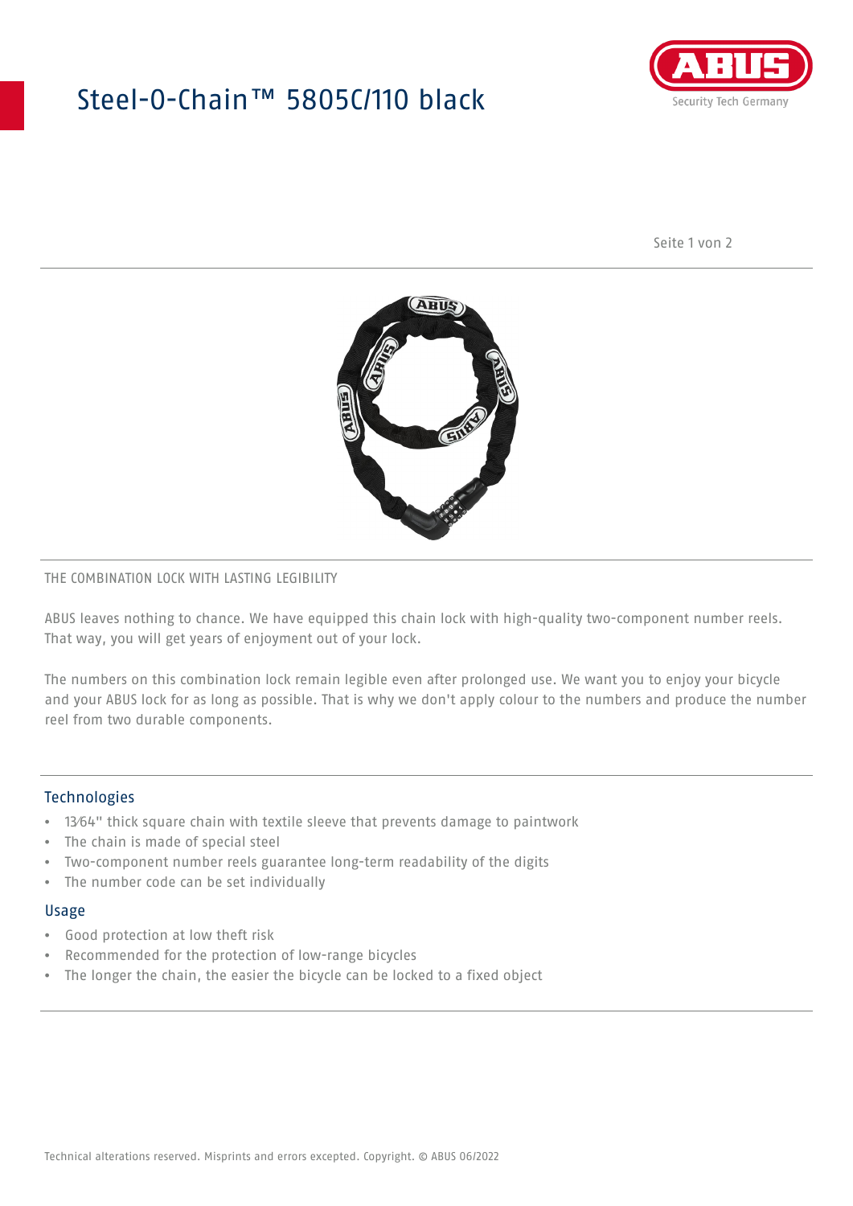# Steel-O-Chain™ 5805C/110 black

THE COMBINATION LOCK WITH LASTING LEGIBILITY

ABUS leaves nothing to chance. We have equipped this chain lock with high-quality two-component number reels. That way, you will get years of enjoyment out of your lock.

The numbers on this combination lock remain legible even after prolonged use. We want you to enjoy your bicycle and your ABUS lock for as long as possible. That is why we don't apply colour to the numbers and produce the number reel from two durable components.

## Technologies

- 13⁄64" thick square chain with textile sleeve that prevents damage to paintwork
- The chain is made of special steel
- Two-component number reels guarantee long-term readability of the digits
- The number code can be set individually

## Usage

- Good protection at low theft risk
- Recommended for the protection of low-range bicycles
- The longer the chain, the easier the bicycle can be locked to a fixed object

Technical alterations reserved. Misprints and errors excepted. Copyright. © ABUS 06/2022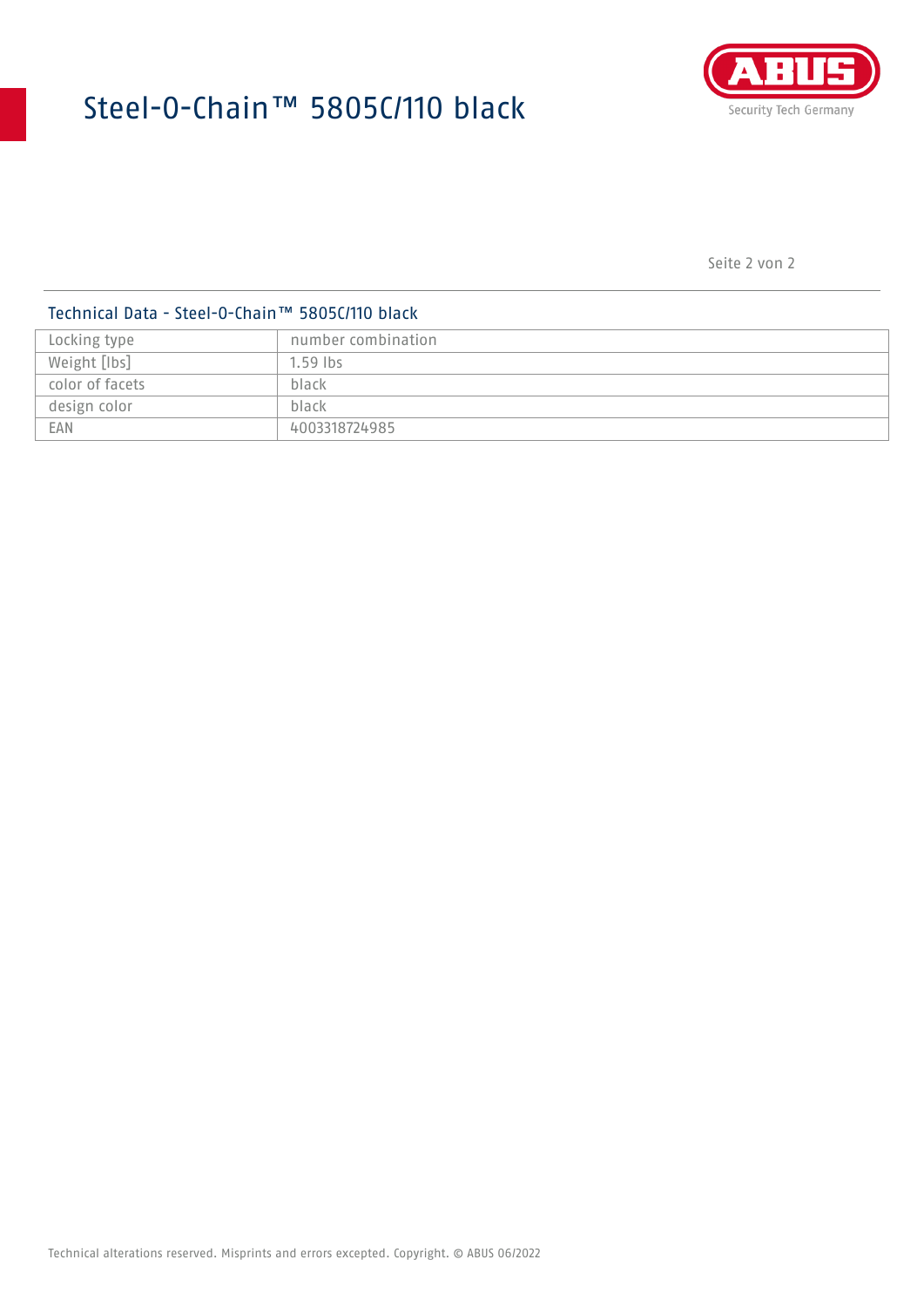# Steel-O-Chain™ 5805C/110 black

## Technical Data - Steel-O-Chain™ 5805C/110 black

| | |
|---|---|
| Locking type | number combination |
| Weight [lbs] | 1.59 lbs |
| color of facets | black |
| design color | black |
| EAN | 4003318724985 |

Technical alterations reserved. Misprints and errors excepted. Copyright. © ABUS 06/2022